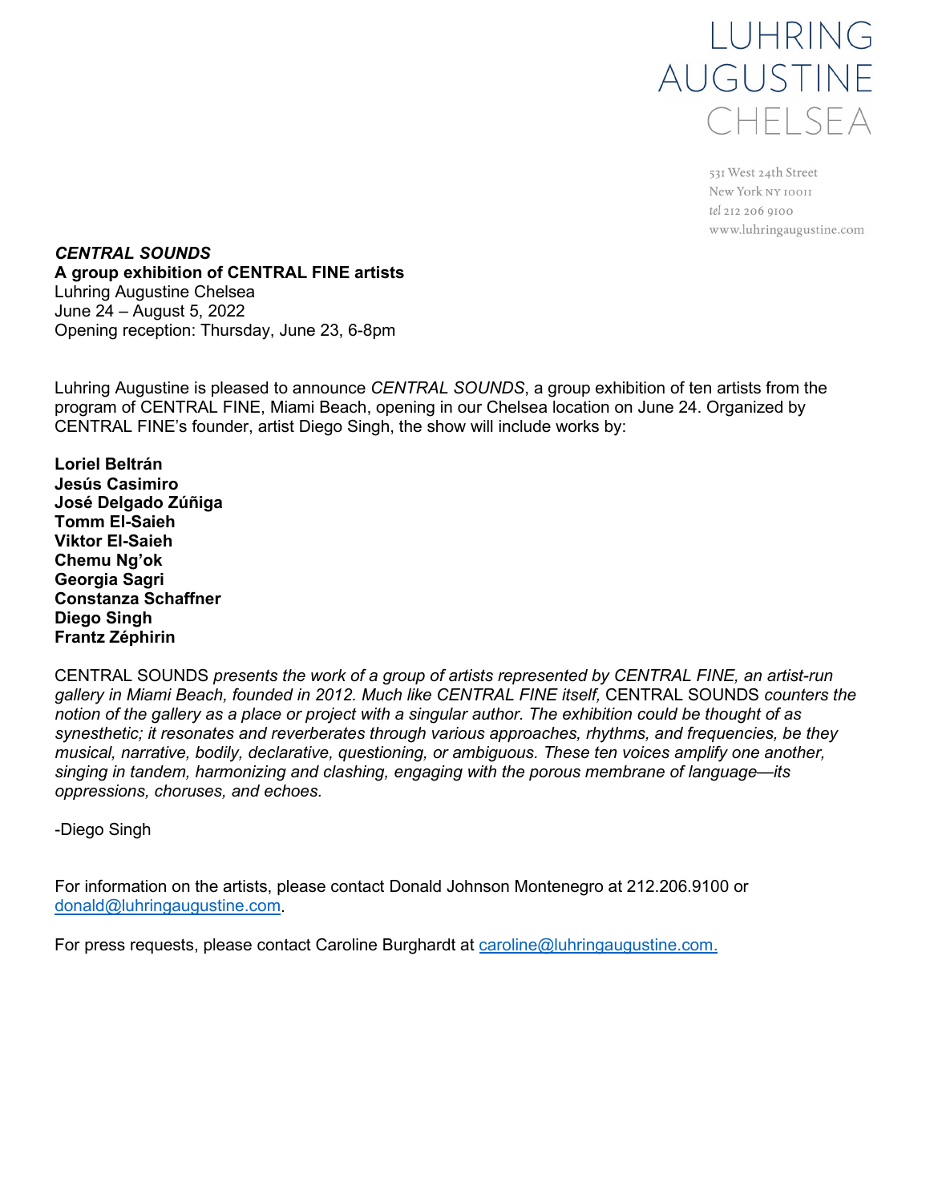LUHRING
AUGUSTINE
CHELSEA

531 West 24th Street
New York NY 10011
tel 212 206 9100
www.luhringaugustine.com

***CENTRAL SOUNDS***
**A group exhibition of CENTRAL FINE artists**
Luhring Augustine Chelsea
June 24 – August 5, 2022
Opening reception: Thursday, June 23, 6-8pm

Luhring Augustine is pleased to announce *CENTRAL SOUNDS*, a group exhibition of ten artists from the program of CENTRAL FINE, Miami Beach, opening in our Chelsea location on June 24. Organized by CENTRAL FINE's founder, artist Diego Singh, the show will include works by:

**Loriel Beltrán**
**Jesús Casimiro**
**José Delgado Zúñiga**
**Tomm El-Saieh**
**Viktor El-Saieh**
**Chemu Ng'ok**
**Georgia Sagri**
**Constanza Schaffner**
**Diego Singh**
**Frantz Zéphirin**

CENTRAL SOUNDS *presents the work of a group of artists represented by CENTRAL FINE, an artist-run gallery in Miami Beach, founded in 2012. Much like CENTRAL FINE itself,* CENTRAL SOUNDS *counters the notion of the gallery as a place or project with a singular author. The exhibition could be thought of as synesthetic; it resonates and reverberates through various approaches, rhythms, and frequencies, be they musical, narrative, bodily, declarative, questioning, or ambiguous. These ten voices amplify one another, singing in tandem, harmonizing and clashing, engaging with the porous membrane of language—its oppressions, choruses, and echoes.*

-Diego Singh

For information on the artists, please contact Donald Johnson Montenegro at 212.206.9100 or donald@luhringaugustine.com.

For press requests, please contact Caroline Burghardt at caroline@luhringaugustine.com.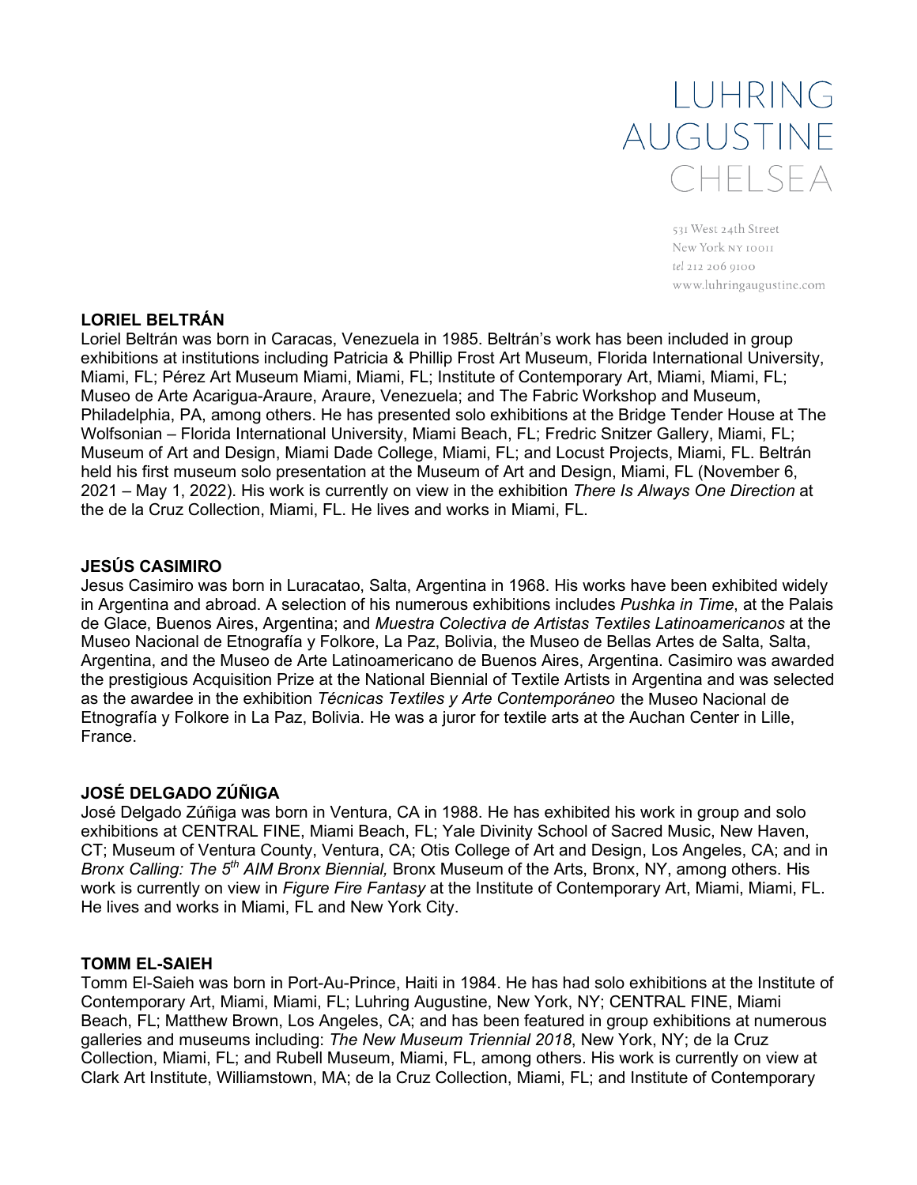## LORIEL BELTRÁN

Loriel Beltrán was born in Caracas, Venezuela in 1985. Beltrán's work has been included in group exhibitions at institutions including Patricia & Phillip Frost Art Museum, Florida International University, Miami, FL; Pérez Art Museum Miami, Miami, FL; Institute of Contemporary Art, Miami, Miami, FL; Museo de Arte Acarigua-Araure, Araure, Venezuela; and The Fabric Workshop and Museum, Philadelphia, PA, among others. He has presented solo exhibitions at the Bridge Tender House at The Wolfsonian – Florida International University, Miami Beach, FL; Fredric Snitzer Gallery, Miami, FL; Museum of Art and Design, Miami Dade College, Miami, FL; and Locust Projects, Miami, FL. Beltrán held his first museum solo presentation at the Museum of Art and Design, Miami, FL (November 6, 2021 – May 1, 2022). His work is currently on view in the exhibition *There Is Always One Direction* at the de la Cruz Collection, Miami, FL. He lives and works in Miami, FL.

## JESÚS CASIMIRO

Jesus Casimiro was born in Luracatao, Salta, Argentina in 1968. His works have been exhibited widely in Argentina and abroad. A selection of his numerous exhibitions includes *Pushka in Time*, at the Palais de Glace, Buenos Aires, Argentina; and *Muestra Colectiva de Artistas Textiles Latinoamericanos* at the Museo Nacional de Etnografía y Folkore, La Paz, Bolivia, the Museo de Bellas Artes de Salta, Salta, Argentina, and the Museo de Arte Latinoamericano de Buenos Aires, Argentina. Casimiro was awarded the prestigious Acquisition Prize at the National Biennial of Textile Artists in Argentina and was selected as the awardee in the exhibition *Técnicas Textiles y Arte Contemporáneo* the Museo Nacional de Etnografía y Folkore in La Paz, Bolivia. He was a juror for textile arts at the Auchan Center in Lille, France.

## JOSÉ DELGADO ZÚÑIGA

José Delgado Zúñiga was born in Ventura, CA in 1988. He has exhibited his work in group and solo exhibitions at CENTRAL FINE, Miami Beach, FL; Yale Divinity School of Sacred Music, New Haven, CT; Museum of Ventura County, Ventura, CA; Otis College of Art and Design, Los Angeles, CA; and in *Bronx Calling: The 5th AIM Bronx Biennial,* Bronx Museum of the Arts, Bronx, NY, among others. His work is currently on view in *Figure Fire Fantasy* at the Institute of Contemporary Art, Miami, Miami, FL. He lives and works in Miami, FL and New York City.

## TOMM EL-SAIEH

Tomm El-Saieh was born in Port-Au-Prince, Haiti in 1984. He has had solo exhibitions at the Institute of Contemporary Art, Miami, Miami, FL; Luhring Augustine, New York, NY; CENTRAL FINE, Miami Beach, FL; Matthew Brown, Los Angeles, CA; and has been featured in group exhibitions at numerous galleries and museums including: *The New Museum Triennial 2018*, New York, NY; de la Cruz Collection, Miami, FL; and Rubell Museum, Miami, FL, among others. His work is currently on view at Clark Art Institute, Williamstown, MA; de la Cruz Collection, Miami, FL; and Institute of Contemporary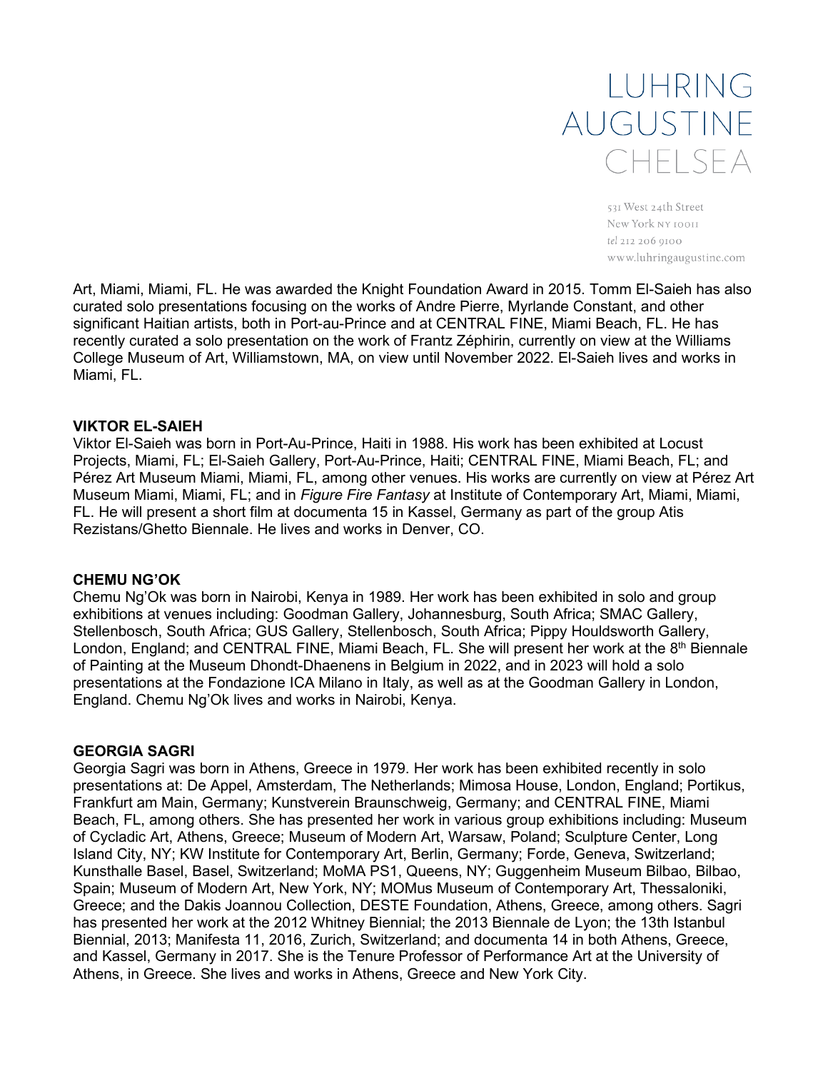Art, Miami, Miami, FL. He was awarded the Knight Foundation Award in 2015. Tomm El-Saieh has also curated solo presentations focusing on the works of Andre Pierre, Myrlande Constant, and other significant Haitian artists, both in Port-au-Prince and at CENTRAL FINE, Miami Beach, FL. He has recently curated a solo presentation on the work of Frantz Zéphirin, currently on view at the Williams College Museum of Art, Williamstown, MA, on view until November 2022. El-Saieh lives and works in Miami, FL.

**VIKTOR EL-SAIEH**

Viktor El-Saieh was born in Port-Au-Prince, Haiti in 1988. His work has been exhibited at Locust Projects, Miami, FL; El-Saieh Gallery, Port-Au-Prince, Haiti; CENTRAL FINE, Miami Beach, FL; and Pérez Art Museum Miami, Miami, FL, among other venues. His works are currently on view at Pérez Art Museum Miami, Miami, FL; and in *Figure Fire Fantasy* at Institute of Contemporary Art, Miami, Miami, FL. He will present a short film at documenta 15 in Kassel, Germany as part of the group Atis Rezistans/Ghetto Biennale. He lives and works in Denver, CO.

**CHEMU NG'OK**

Chemu Ng'Ok was born in Nairobi, Kenya in 1989. Her work has been exhibited in solo and group exhibitions at venues including: Goodman Gallery, Johannesburg, South Africa; SMAC Gallery, Stellenbosch, South Africa; GUS Gallery, Stellenbosch, South Africa; Pippy Houldsworth Gallery, London, England; and CENTRAL FINE, Miami Beach, FL. She will present her work at the 8th Biennale of Painting at the Museum Dhondt-Dhaenens in Belgium in 2022, and in 2023 will hold a solo presentations at the Fondazione ICA Milano in Italy, as well as at the Goodman Gallery in London, England. Chemu Ng'Ok lives and works in Nairobi, Kenya.

**GEORGIA SAGRI**

Georgia Sagri was born in Athens, Greece in 1979. Her work has been exhibited recently in solo presentations at: De Appel, Amsterdam, The Netherlands; Mimosa House, London, England; Portikus, Frankfurt am Main, Germany; Kunstverein Braunschweig, Germany; and CENTRAL FINE, Miami Beach, FL, among others. She has presented her work in various group exhibitions including: Museum of Cycladic Art, Athens, Greece; Museum of Modern Art, Warsaw, Poland; Sculpture Center, Long Island City, NY; KW Institute for Contemporary Art, Berlin, Germany; Forde, Geneva, Switzerland; Kunsthalle Basel, Basel, Switzerland; MoMA PS1, Queens, NY; Guggenheim Museum Bilbao, Bilbao, Spain; Museum of Modern Art, New York, NY; MOMus Museum of Contemporary Art, Thessaloniki, Greece; and the Dakis Joannou Collection, DESTE Foundation, Athens, Greece, among others. Sagri has presented her work at the 2012 Whitney Biennial; the 2013 Biennale de Lyon; the 13th Istanbul Biennial, 2013; Manifesta 11, 2016, Zurich, Switzerland; and documenta 14 in both Athens, Greece, and Kassel, Germany in 2017. She is the Tenure Professor of Performance Art at the University of Athens, in Greece. She lives and works in Athens, Greece and New York City.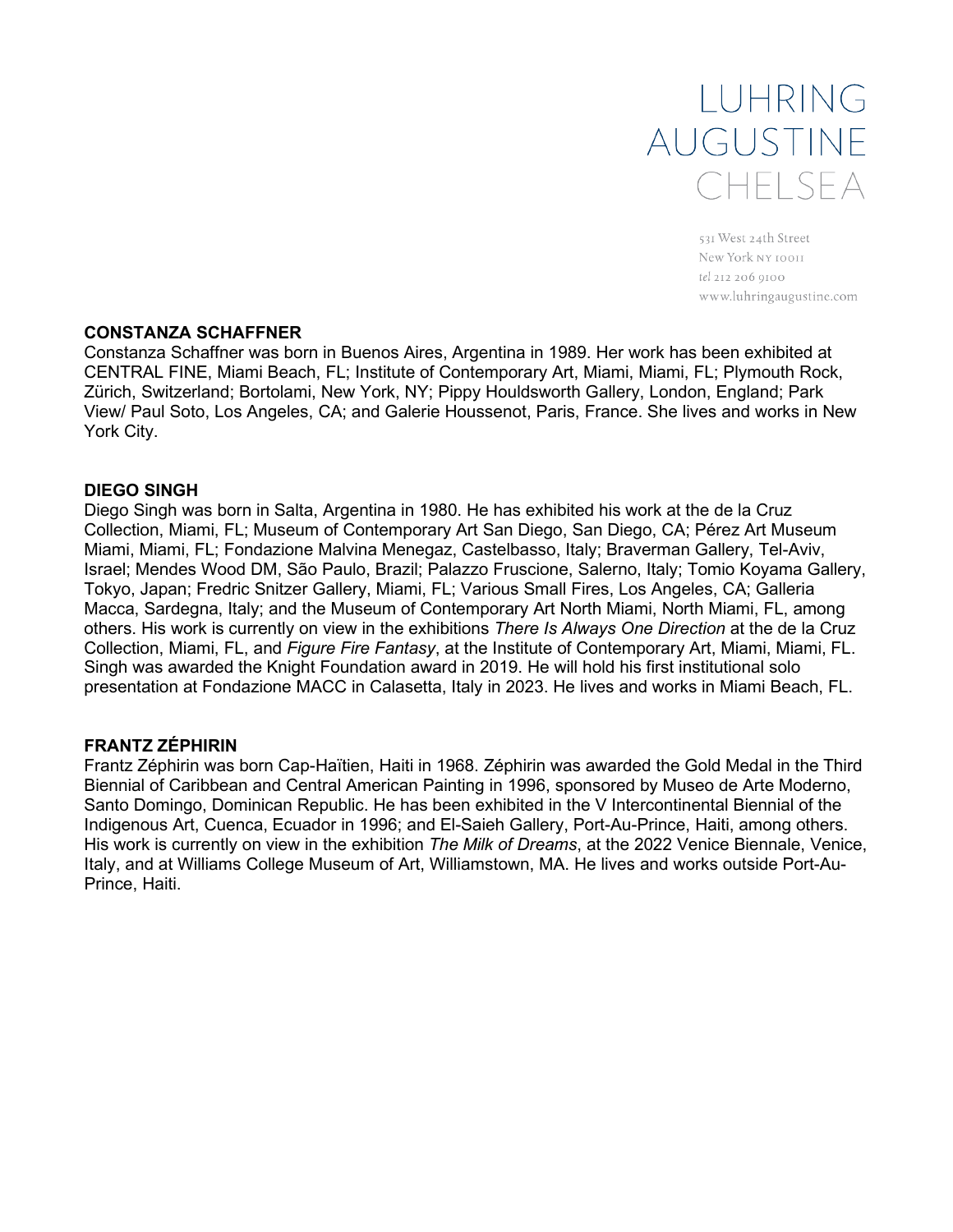LUHRING AUGUSTINE CHELSEA

531 West 24th Street
New York NY 10011
tel 212 206 9100
www.luhringaugustine.com

**CONSTANZA SCHAFFNER**

Constanza Schaffner was born in Buenos Aires, Argentina in 1989. Her work has been exhibited at CENTRAL FINE, Miami Beach, FL; Institute of Contemporary Art, Miami, Miami, FL; Plymouth Rock, Zürich, Switzerland; Bortolami, New York, NY; Pippy Houldsworth Gallery, London, England; Park View/ Paul Soto, Los Angeles, CA; and Galerie Houssenot, Paris, France. She lives and works in New York City.

**DIEGO SINGH**

Diego Singh was born in Salta, Argentina in 1980. He has exhibited his work at the de la Cruz Collection, Miami, FL; Museum of Contemporary Art San Diego, San Diego, CA; Pérez Art Museum Miami, Miami, FL; Fondazione Malvina Menegaz, Castelbasso, Italy; Braverman Gallery, Tel-Aviv, Israel; Mendes Wood DM, São Paulo, Brazil; Palazzo Fruscione, Salerno, Italy; Tomio Koyama Gallery, Tokyo, Japan; Fredric Snitzer Gallery, Miami, FL; Various Small Fires, Los Angeles, CA; Galleria Macca, Sardegna, Italy; and the Museum of Contemporary Art North Miami, North Miami, FL, among others. His work is currently on view in the exhibitions *There Is Always One Direction* at the de la Cruz Collection, Miami, FL, and *Figure Fire Fantasy*, at the Institute of Contemporary Art, Miami, Miami, FL. Singh was awarded the Knight Foundation award in 2019. He will hold his first institutional solo presentation at Fondazione MACC in Calasetta, Italy in 2023. He lives and works in Miami Beach, FL.

**FRANTZ ZÉPHIRIN**

Frantz Zéphirin was born Cap-Haïtien, Haiti in 1968. Zéphirin was awarded the Gold Medal in the Third Biennial of Caribbean and Central American Painting in 1996, sponsored by Museo de Arte Moderno, Santo Domingo, Dominican Republic. He has been exhibited in the V Intercontinental Biennial of the Indigenous Art, Cuenca, Ecuador in 1996; and El-Saieh Gallery, Port-Au-Prince, Haiti, among others. His work is currently on view in the exhibition *The Milk of Dreams*, at the 2022 Venice Biennale, Venice, Italy, and at Williams College Museum of Art, Williamstown, MA. He lives and works outside Port-Au-Prince, Haiti.